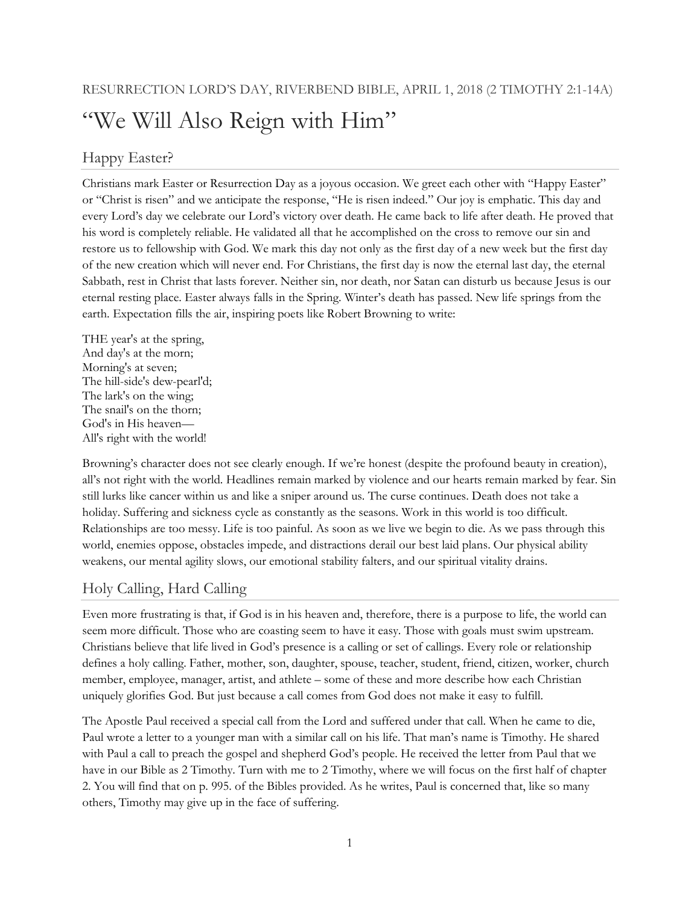RESURRECTION LORD'S DAY, RIVERBEND BIBLE, APRIL 1, 2018 (2 TIMOTHY 2:1-14A)

# "We Will Also Reign with Him"

## Happy Easter?

Christians mark Easter or Resurrection Day as a joyous occasion. We greet each other with "Happy Easter" or "Christ is risen" and we anticipate the response, "He is risen indeed." Our joy is emphatic. This day and every Lord's day we celebrate our Lord's victory over death. He came back to life after death. He proved that his word is completely reliable. He validated all that he accomplished on the cross to remove our sin and restore us to fellowship with God. We mark this day not only as the first day of a new week but the first day of the new creation which will never end. For Christians, the first day is now the eternal last day, the eternal Sabbath, rest in Christ that lasts forever. Neither sin, nor death, nor Satan can disturb us because Jesus is our eternal resting place. Easter always falls in the Spring. Winter's death has passed. New life springs from the earth. Expectation fills the air, inspiring poets like Robert Browning to write:

THE year's at the spring,  
And day's at the morn;  
Morning's at seven;  
The hill-side's dew-pearl'd;  
The lark's on the wing;  
The snail's on the thorn;  
God's in His heaven—  
All's right with the world!

Browning's character does not see clearly enough. If we're honest (despite the profound beauty in creation), all's not right with the world. Headlines remain marked by violence and our hearts remain marked by fear. Sin still lurks like cancer within us and like a sniper around us. The curse continues. Death does not take a holiday. Suffering and sickness cycle as constantly as the seasons. Work in this world is too difficult. Relationships are too messy. Life is too painful. As soon as we live we begin to die. As we pass through this world, enemies oppose, obstacles impede, and distractions derail our best laid plans. Our physical ability weakens, our mental agility slows, our emotional stability falters, and our spiritual vitality drains.

## Holy Calling, Hard Calling

Even more frustrating is that, if God is in his heaven and, therefore, there is a purpose to life, the world can seem more difficult. Those who are coasting seem to have it easy. Those with goals must swim upstream. Christians believe that life lived in God's presence is a calling or set of callings. Every role or relationship defines a holy calling. Father, mother, son, daughter, spouse, teacher, student, friend, citizen, worker, church member, employee, manager, artist, and athlete – some of these and more describe how each Christian uniquely glorifies God. But just because a call comes from God does not make it easy to fulfill.

The Apostle Paul received a special call from the Lord and suffered under that call. When he came to die, Paul wrote a letter to a younger man with a similar call on his life. That man's name is Timothy. He shared with Paul a call to preach the gospel and shepherd God's people. He received the letter from Paul that we have in our Bible as 2 Timothy. Turn with me to 2 Timothy, where we will focus on the first half of chapter 2. You will find that on p. 995. of the Bibles provided. As he writes, Paul is concerned that, like so many others, Timothy may give up in the face of suffering.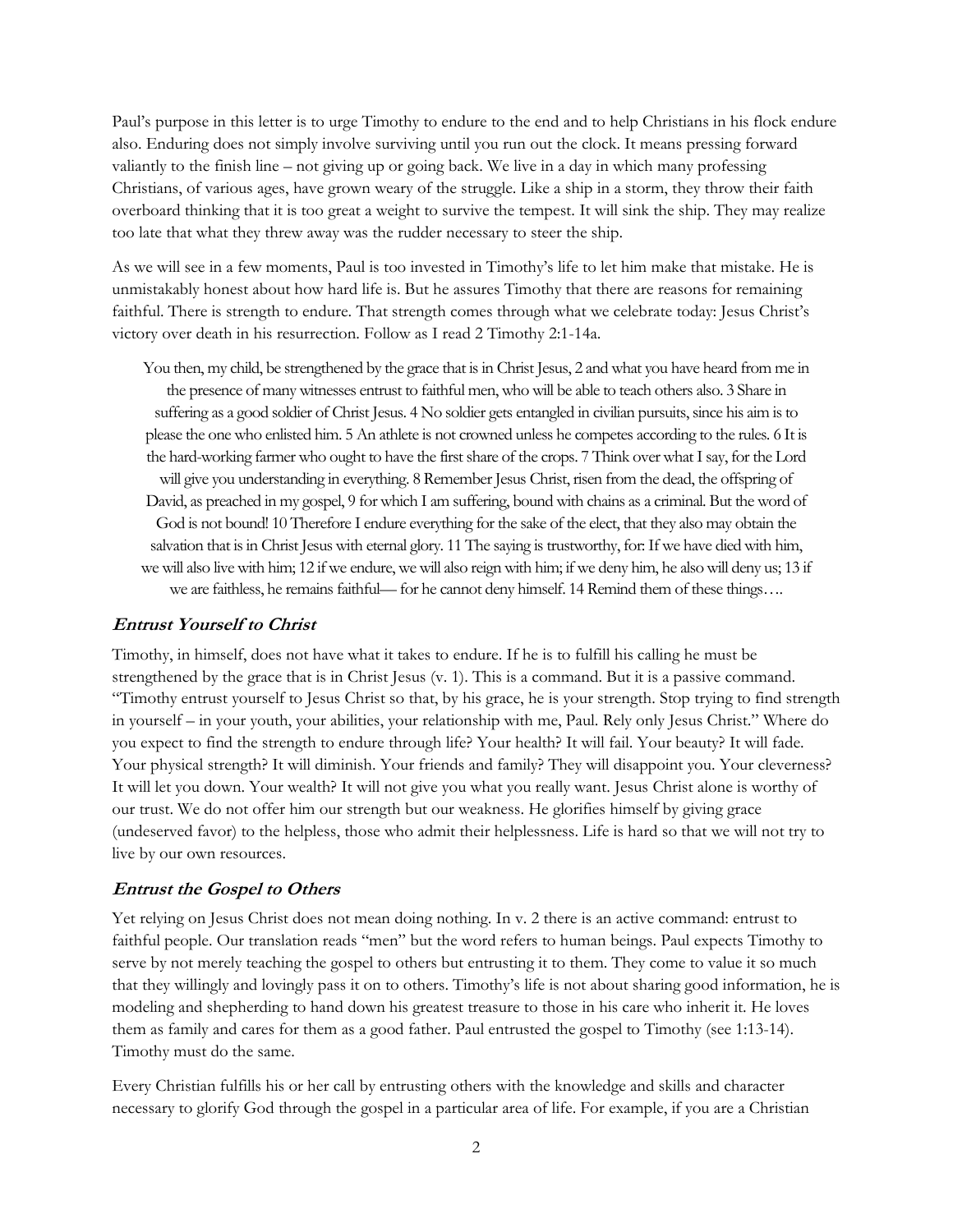Paul's purpose in this letter is to urge Timothy to endure to the end and to help Christians in his flock endure also. Enduring does not simply involve surviving until you run out the clock. It means pressing forward valiantly to the finish line – not giving up or going back. We live in a day in which many professing Christians, of various ages, have grown weary of the struggle. Like a ship in a storm, they throw their faith overboard thinking that it is too great a weight to survive the tempest. It will sink the ship. They may realize too late that what they threw away was the rudder necessary to steer the ship.

As we will see in a few moments, Paul is too invested in Timothy's life to let him make that mistake. He is unmistakably honest about how hard life is. But he assures Timothy that there are reasons for remaining faithful. There is strength to endure. That strength comes through what we celebrate today: Jesus Christ's victory over death in his resurrection. Follow as I read 2 Timothy 2:1-14a.

> You then, my child, be strengthened by the grace that is in Christ Jesus, 2 and what you have heard from me in the presence of many witnesses entrust to faithful men, who will be able to teach others also. 3 Share in suffering as a good soldier of Christ Jesus. 4 No soldier gets entangled in civilian pursuits, since his aim is to please the one who enlisted him. 5 An athlete is not crowned unless he competes according to the rules. 6 It is the hard-working farmer who ought to have the first share of the crops. 7 Think over what I say, for the Lord will give you understanding in everything. 8 Remember Jesus Christ, risen from the dead, the offspring of David, as preached in my gospel, 9 for which I am suffering, bound with chains as a criminal. But the word of God is not bound! 10 Therefore I endure everything for the sake of the elect, that they also may obtain the salvation that is in Christ Jesus with eternal glory. 11 The saying is trustworthy, for: If we have died with him, we will also live with him; 12 if we endure, we will also reign with him; if we deny him, he also will deny us; 13 if we are faithless, he remains faithful— for he cannot deny himself. 14 Remind them of these things….

### *Entrust Yourself to Christ*

Timothy, in himself, does not have what it takes to endure. If he is to fulfill his calling he must be strengthened by the grace that is in Christ Jesus (v. 1). This is a command. But it is a passive command. "Timothy entrust yourself to Jesus Christ so that, by his grace, he is your strength. Stop trying to find strength in yourself – in your youth, your abilities, your relationship with me, Paul. Rely only Jesus Christ." Where do you expect to find the strength to endure through life? Your health? It will fail. Your beauty? It will fade. Your physical strength? It will diminish. Your friends and family? They will disappoint you. Your cleverness? It will let you down. Your wealth? It will not give you what you really want. Jesus Christ alone is worthy of our trust. We do not offer him our strength but our weakness. He glorifies himself by giving grace (undeserved favor) to the helpless, those who admit their helplessness. Life is hard so that we will not try to live by our own resources.

### *Entrust the Gospel to Others*

Yet relying on Jesus Christ does not mean doing nothing. In v. 2 there is an active command: entrust to faithful people. Our translation reads "men" but the word refers to human beings. Paul expects Timothy to serve by not merely teaching the gospel to others but entrusting it to them. They come to value it so much that they willingly and lovingly pass it on to others. Timothy's life is not about sharing good information, he is modeling and shepherding to hand down his greatest treasure to those in his care who inherit it. He loves them as family and cares for them as a good father. Paul entrusted the gospel to Timothy (see 1:13-14). Timothy must do the same.

Every Christian fulfills his or her call by entrusting others with the knowledge and skills and character necessary to glorify God through the gospel in a particular area of life. For example, if you are a Christian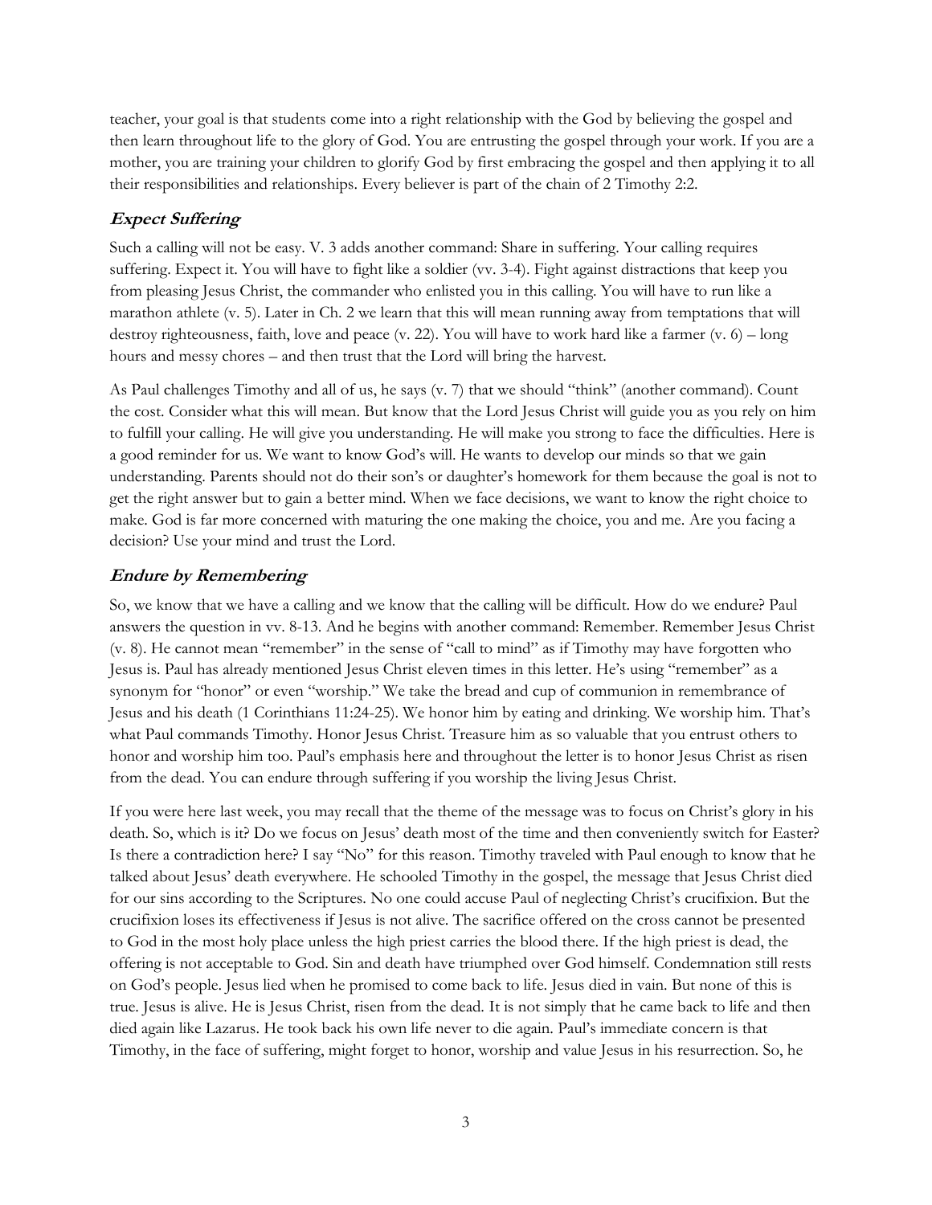teacher, your goal is that students come into a right relationship with the God by believing the gospel and then learn throughout life to the glory of God. You are entrusting the gospel through your work. If you are a mother, you are training your children to glorify God by first embracing the gospel and then applying it to all their responsibilities and relationships. Every believer is part of the chain of 2 Timothy 2:2.

### *Expect Suffering*

Such a calling will not be easy. V. 3 adds another command: Share in suffering. Your calling requires suffering. Expect it. You will have to fight like a soldier (vv. 3-4). Fight against distractions that keep you from pleasing Jesus Christ, the commander who enlisted you in this calling. You will have to run like a marathon athlete (v. 5). Later in Ch. 2 we learn that this will mean running away from temptations that will destroy righteousness, faith, love and peace (v. 22). You will have to work hard like a farmer (v. 6) – long hours and messy chores – and then trust that the Lord will bring the harvest.

As Paul challenges Timothy and all of us, he says (v. 7) that we should "think" (another command). Count the cost. Consider what this will mean. But know that the Lord Jesus Christ will guide you as you rely on him to fulfill your calling. He will give you understanding. He will make you strong to face the difficulties. Here is a good reminder for us. We want to know God's will. He wants to develop our minds so that we gain understanding. Parents should not do their son's or daughter's homework for them because the goal is not to get the right answer but to gain a better mind. When we face decisions, we want to know the right choice to make. God is far more concerned with maturing the one making the choice, you and me. Are you facing a decision? Use your mind and trust the Lord.

### *Endure by Remembering*

So, we know that we have a calling and we know that the calling will be difficult. How do we endure? Paul answers the question in vv. 8-13. And he begins with another command: Remember. Remember Jesus Christ (v. 8). He cannot mean "remember" in the sense of "call to mind" as if Timothy may have forgotten who Jesus is. Paul has already mentioned Jesus Christ eleven times in this letter. He's using "remember" as a synonym for "honor" or even "worship." We take the bread and cup of communion in remembrance of Jesus and his death (1 Corinthians 11:24-25). We honor him by eating and drinking. We worship him. That's what Paul commands Timothy. Honor Jesus Christ. Treasure him as so valuable that you entrust others to honor and worship him too. Paul's emphasis here and throughout the letter is to honor Jesus Christ as risen from the dead. You can endure through suffering if you worship the living Jesus Christ.

If you were here last week, you may recall that the theme of the message was to focus on Christ's glory in his death. So, which is it? Do we focus on Jesus' death most of the time and then conveniently switch for Easter? Is there a contradiction here? I say "No" for this reason. Timothy traveled with Paul enough to know that he talked about Jesus' death everywhere. He schooled Timothy in the gospel, the message that Jesus Christ died for our sins according to the Scriptures. No one could accuse Paul of neglecting Christ's crucifixion. But the crucifixion loses its effectiveness if Jesus is not alive. The sacrifice offered on the cross cannot be presented to God in the most holy place unless the high priest carries the blood there. If the high priest is dead, the offering is not acceptable to God. Sin and death have triumphed over God himself. Condemnation still rests on God's people. Jesus lied when he promised to come back to life. Jesus died in vain. But none of this is true. Jesus is alive. He is Jesus Christ, risen from the dead. It is not simply that he came back to life and then died again like Lazarus. He took back his own life never to die again. Paul's immediate concern is that Timothy, in the face of suffering, might forget to honor, worship and value Jesus in his resurrection. So, he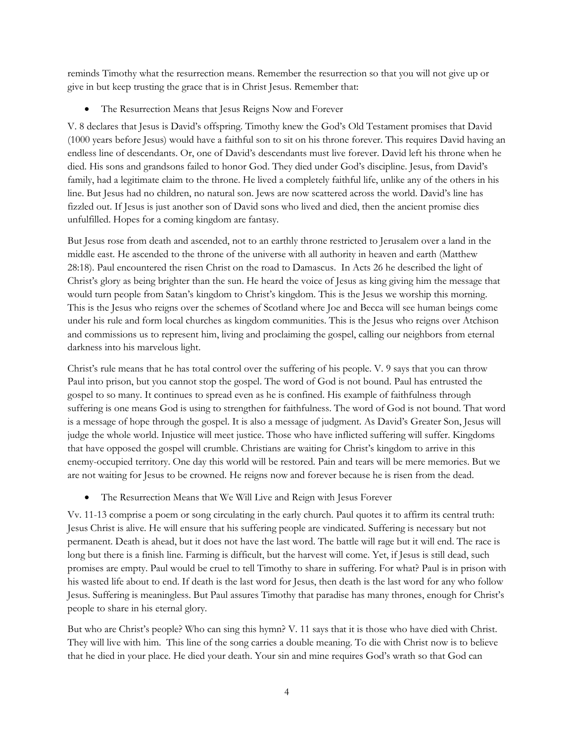reminds Timothy what the resurrection means. Remember the resurrection so that you will not give up or give in but keep trusting the grace that is in Christ Jesus. Remember that:

- The Resurrection Means that Jesus Reigns Now and Forever

V. 8 declares that Jesus is David's offspring. Timothy knew the God's Old Testament promises that David (1000 years before Jesus) would have a faithful son to sit on his throne forever. This requires David having an endless line of descendants. Or, one of David's descendants must live forever. David left his throne when he died. His sons and grandsons failed to honor God. They died under God's discipline. Jesus, from David's family, had a legitimate claim to the throne. He lived a completely faithful life, unlike any of the others in his line. But Jesus had no children, no natural son. Jews are now scattered across the world. David's line has fizzled out. If Jesus is just another son of David sons who lived and died, then the ancient promise dies unfulfilled. Hopes for a coming kingdom are fantasy.

But Jesus rose from death and ascended, not to an earthly throne restricted to Jerusalem over a land in the middle east. He ascended to the throne of the universe with all authority in heaven and earth (Matthew 28:18). Paul encountered the risen Christ on the road to Damascus. In Acts 26 he described the light of Christ's glory as being brighter than the sun. He heard the voice of Jesus as king giving him the message that would turn people from Satan's kingdom to Christ's kingdom. This is the Jesus we worship this morning. This is the Jesus who reigns over the schemes of Scotland where Joe and Becca will see human beings come under his rule and form local churches as kingdom communities. This is the Jesus who reigns over Atchison and commissions us to represent him, living and proclaiming the gospel, calling our neighbors from eternal darkness into his marvelous light.

Christ's rule means that he has total control over the suffering of his people. V. 9 says that you can throw Paul into prison, but you cannot stop the gospel. The word of God is not bound. Paul has entrusted the gospel to so many. It continues to spread even as he is confined. His example of faithfulness through suffering is one means God is using to strengthen for faithfulness. The word of God is not bound. That word is a message of hope through the gospel. It is also a message of judgment. As David's Greater Son, Jesus will judge the whole world. Injustice will meet justice. Those who have inflicted suffering will suffer. Kingdoms that have opposed the gospel will crumble. Christians are waiting for Christ's kingdom to arrive in this enemy-occupied territory. One day this world will be restored. Pain and tears will be mere memories. But we are not waiting for Jesus to be crowned. He reigns now and forever because he is risen from the dead.

- The Resurrection Means that We Will Live and Reign with Jesus Forever

Vv. 11-13 comprise a poem or song circulating in the early church. Paul quotes it to affirm its central truth: Jesus Christ is alive. He will ensure that his suffering people are vindicated. Suffering is necessary but not permanent. Death is ahead, but it does not have the last word. The battle will rage but it will end. The race is long but there is a finish line. Farming is difficult, but the harvest will come. Yet, if Jesus is still dead, such promises are empty. Paul would be cruel to tell Timothy to share in suffering. For what? Paul is in prison with his wasted life about to end. If death is the last word for Jesus, then death is the last word for any who follow Jesus. Suffering is meaningless. But Paul assures Timothy that paradise has many thrones, enough for Christ's people to share in his eternal glory.

But who are Christ's people? Who can sing this hymn? V. 11 says that it is those who have died with Christ. They will live with him. This line of the song carries a double meaning. To die with Christ now is to believe that he died in your place. He died your death. Your sin and mine requires God's wrath so that God can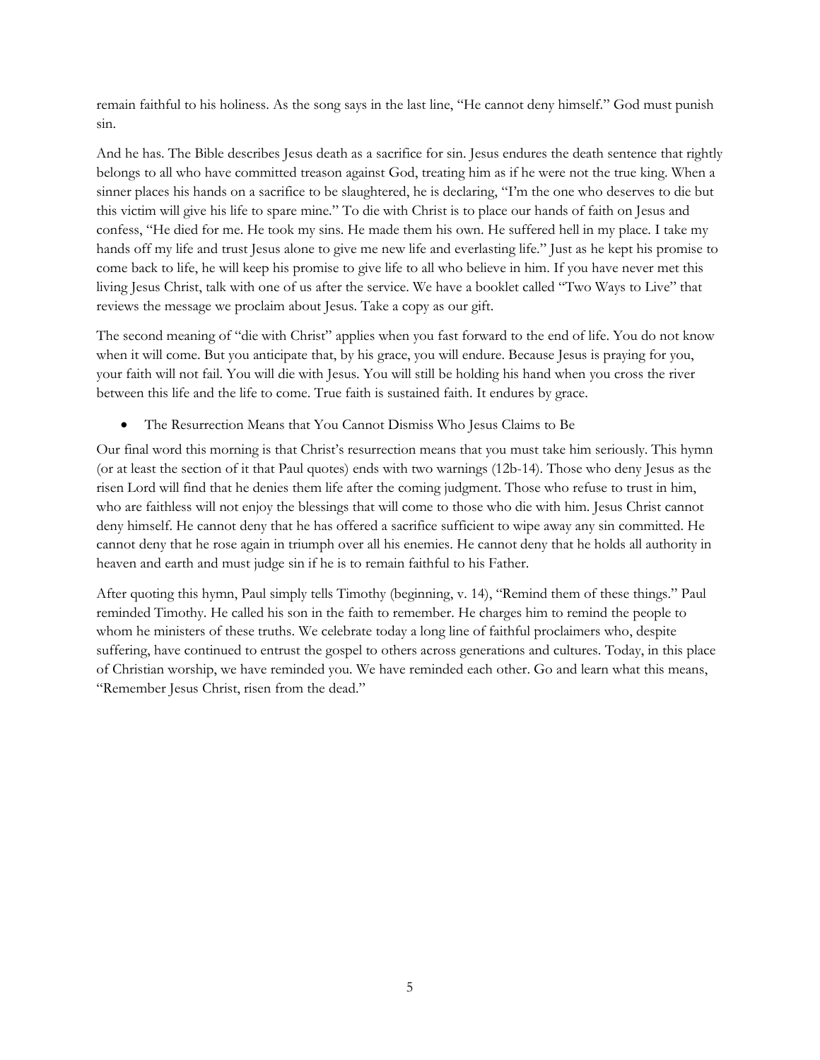remain faithful to his holiness. As the song says in the last line, "He cannot deny himself." God must punish sin.

And he has. The Bible describes Jesus death as a sacrifice for sin. Jesus endures the death sentence that rightly belongs to all who have committed treason against God, treating him as if he were not the true king. When a sinner places his hands on a sacrifice to be slaughtered, he is declaring, "I'm the one who deserves to die but this victim will give his life to spare mine." To die with Christ is to place our hands of faith on Jesus and confess, "He died for me. He took my sins. He made them his own. He suffered hell in my place. I take my hands off my life and trust Jesus alone to give me new life and everlasting life." Just as he kept his promise to come back to life, he will keep his promise to give life to all who believe in him. If you have never met this living Jesus Christ, talk with one of us after the service. We have a booklet called "Two Ways to Live" that reviews the message we proclaim about Jesus. Take a copy as our gift.

The second meaning of "die with Christ" applies when you fast forward to the end of life. You do not know when it will come. But you anticipate that, by his grace, you will endure. Because Jesus is praying for you, your faith will not fail. You will die with Jesus. You will still be holding his hand when you cross the river between this life and the life to come. True faith is sustained faith. It endures by grace.

- The Resurrection Means that You Cannot Dismiss Who Jesus Claims to Be

Our final word this morning is that Christ's resurrection means that you must take him seriously. This hymn (or at least the section of it that Paul quotes) ends with two warnings (12b-14). Those who deny Jesus as the risen Lord will find that he denies them life after the coming judgment. Those who refuse to trust in him, who are faithless will not enjoy the blessings that will come to those who die with him. Jesus Christ cannot deny himself. He cannot deny that he has offered a sacrifice sufficient to wipe away any sin committed. He cannot deny that he rose again in triumph over all his enemies. He cannot deny that he holds all authority in heaven and earth and must judge sin if he is to remain faithful to his Father.

After quoting this hymn, Paul simply tells Timothy (beginning, v. 14), "Remind them of these things." Paul reminded Timothy. He called his son in the faith to remember. He charges him to remind the people to whom he ministers of these truths. We celebrate today a long line of faithful proclaimers who, despite suffering, have continued to entrust the gospel to others across generations and cultures. Today, in this place of Christian worship, we have reminded you. We have reminded each other. Go and learn what this means, "Remember Jesus Christ, risen from the dead."